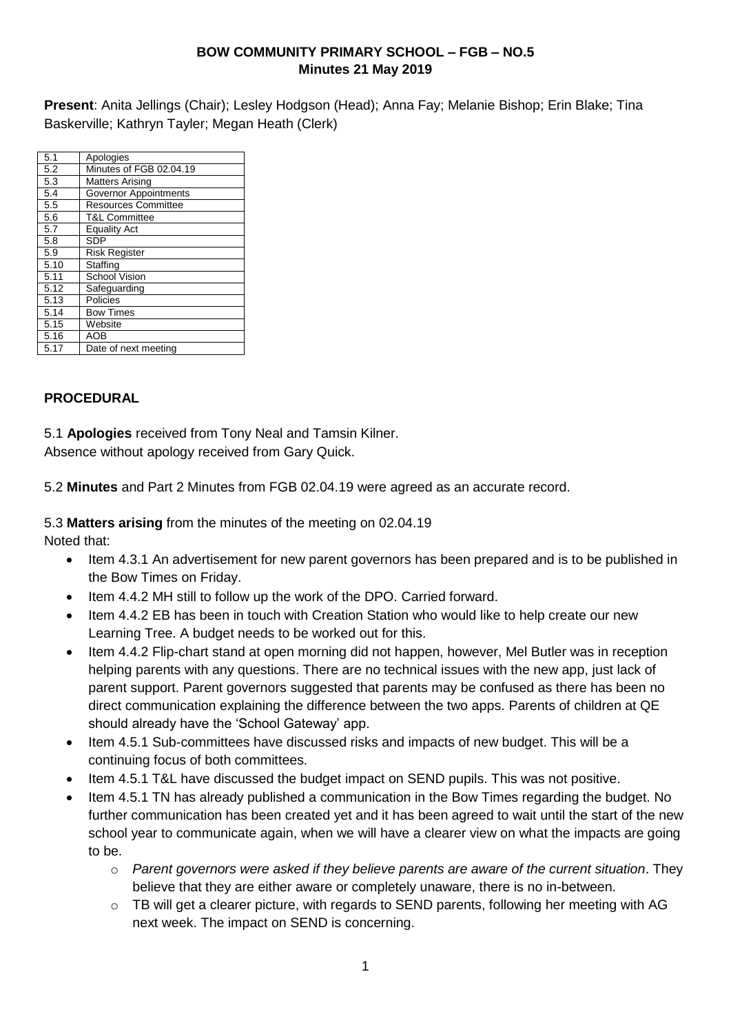**BOW COMMUNITY PRIMARY SCHOOL – FGB – NO.5**
**Minutes 21 May 2019**

**Present**: Anita Jellings (Chair); Lesley Hodgson (Head); Anna Fay; Melanie Bishop; Erin Blake; Tina Baskerville; Kathryn Tayler; Megan Heath (Clerk)

| | |
|---|---|
| 5.1 | Apologies |
| 5.2 | Minutes of FGB 02.04.19 |
| 5.3 | Matters Arising |
| 5.4 | Governor Appointments |
| 5.5 | Resources Committee |
| 5.6 | T&L Committee |
| 5.7 | Equality Act |
| 5.8 | SDP |
| 5.9 | Risk Register |
| 5.10 | Staffing |
| 5.11 | School Vision |
| 5.12 | Safeguarding |
| 5.13 | Policies |
| 5.14 | Bow Times |
| 5.15 | Website |
| 5.16 | AOB |
| 5.17 | Date of next meeting |

## PROCEDURAL

5.1 **Apologies** received from Tony Neal and Tamsin Kilner.
Absence without apology received from Gary Quick.

5.2 **Minutes** and Part 2 Minutes from FGB 02.04.19 were agreed as an accurate record.

5.3 **Matters arising** from the minutes of the meeting on 02.04.19
Noted that:

- Item 4.3.1 An advertisement for new parent governors has been prepared and is to be published in the Bow Times on Friday.
- Item 4.4.2 MH still to follow up the work of the DPO. Carried forward.
- Item 4.4.2 EB has been in touch with Creation Station who would like to help create our new Learning Tree. A budget needs to be worked out for this.
- Item 4.4.2 Flip-chart stand at open morning did not happen, however, Mel Butler was in reception helping parents with any questions. There are no technical issues with the new app, just lack of parent support. Parent governors suggested that parents may be confused as there has been no direct communication explaining the difference between the two apps. Parents of children at QE should already have the 'School Gateway' app.
- Item 4.5.1 Sub-committees have discussed risks and impacts of new budget. This will be a continuing focus of both committees.
- Item 4.5.1 T&L have discussed the budget impact on SEND pupils. This was not positive.
- Item 4.5.1 TN has already published a communication in the Bow Times regarding the budget. No further communication has been created yet and it has been agreed to wait until the start of the new school year to communicate again, when we will have a clearer view on what the impacts are going to be.
  - *Parent governors were asked if they believe parents are aware of the current situation*. They believe that they are either aware or completely unaware, there is no in-between.
  - TB will get a clearer picture, with regards to SEND parents, following her meeting with AG next week. The impact on SEND is concerning.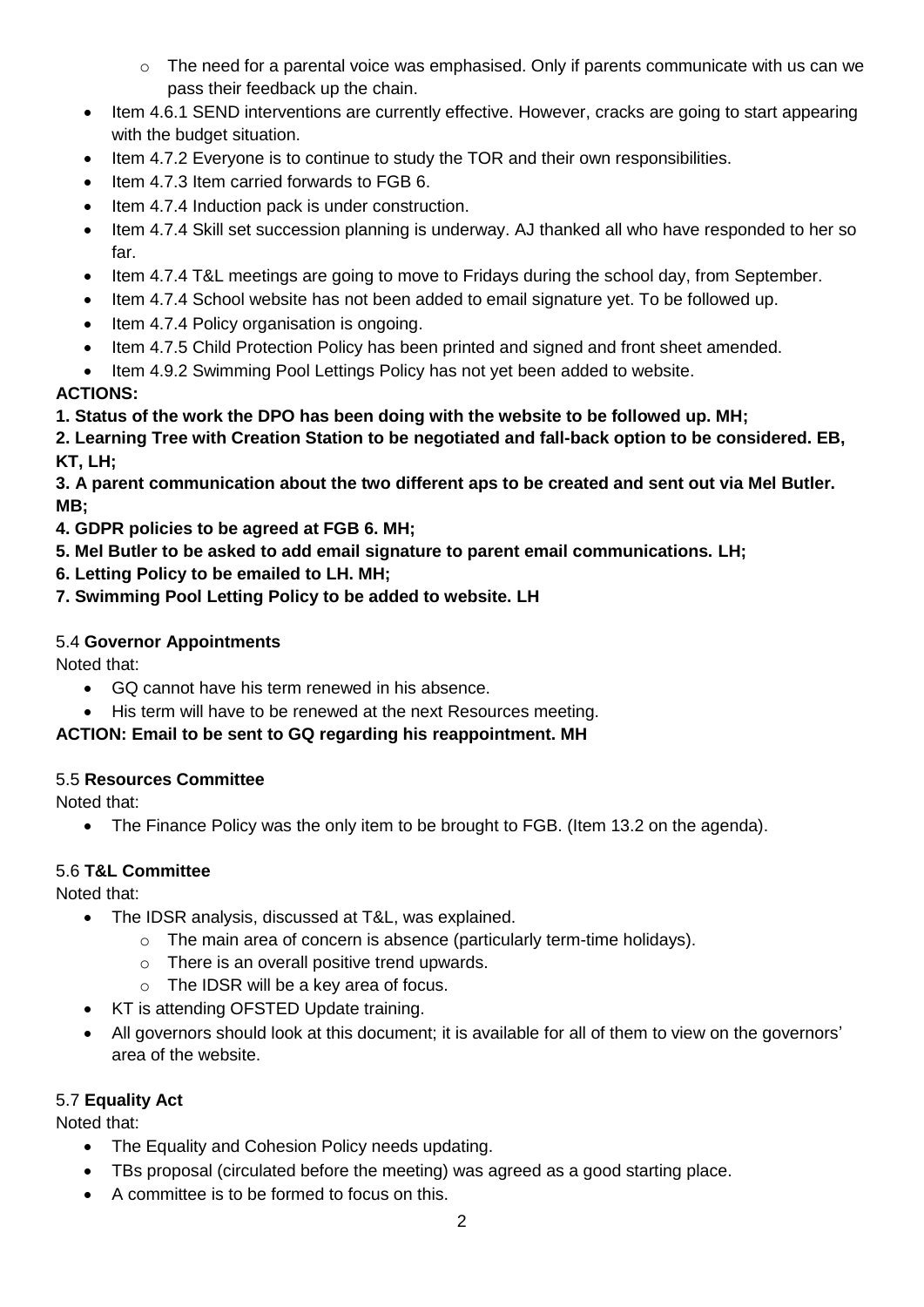- The need for a parental voice was emphasised. Only if parents communicate with us can we pass their feedback up the chain.
- Item 4.6.1 SEND interventions are currently effective. However, cracks are going to start appearing with the budget situation.
- Item 4.7.2 Everyone is to continue to study the TOR and their own responsibilities.
- Item 4.7.3 Item carried forwards to FGB 6.
- Item 4.7.4 Induction pack is under construction.
- Item 4.7.4 Skill set succession planning is underway. AJ thanked all who have responded to her so far.
- Item 4.7.4 T&L meetings are going to move to Fridays during the school day, from September.
- Item 4.7.4 School website has not been added to email signature yet. To be followed up.
- Item 4.7.4 Policy organisation is ongoing.
- Item 4.7.5 Child Protection Policy has been printed and signed and front sheet amended.
- Item 4.9.2 Swimming Pool Lettings Policy has not yet been added to website.

**ACTIONS:**

**1. Status of the work the DPO has been doing with the website to be followed up. MH;**

**2. Learning Tree with Creation Station to be negotiated and fall-back option to be considered. EB, KT, LH;**

**3. A parent communication about the two different aps to be created and sent out via Mel Butler. MB;**

**4. GDPR policies to be agreed at FGB 6. MH;**

**5. Mel Butler to be asked to add email signature to parent email communications. LH;**

**6. Letting Policy to be emailed to LH. MH;**

**7. Swimming Pool Letting Policy to be added to website. LH**

5.4 **Governor Appointments**

Noted that:

- GQ cannot have his term renewed in his absence.
- His term will have to be renewed at the next Resources meeting.

**ACTION: Email to be sent to GQ regarding his reappointment. MH**

5.5 **Resources Committee**

Noted that:

- The Finance Policy was the only item to be brought to FGB. (Item 13.2 on the agenda).

5.6 **T&L Committee**

Noted that:

- The IDSR analysis, discussed at T&L, was explained.
   - The main area of concern is absence (particularly term-time holidays).
   - There is an overall positive trend upwards.
   - The IDSR will be a key area of focus.
- KT is attending OFSTED Update training.
- All governors should look at this document; it is available for all of them to view on the governors' area of the website.

5.7 **Equality Act**

Noted that:

- The Equality and Cohesion Policy needs updating.
- TBs proposal (circulated before the meeting) was agreed as a good starting place.
- A committee is to be formed to focus on this.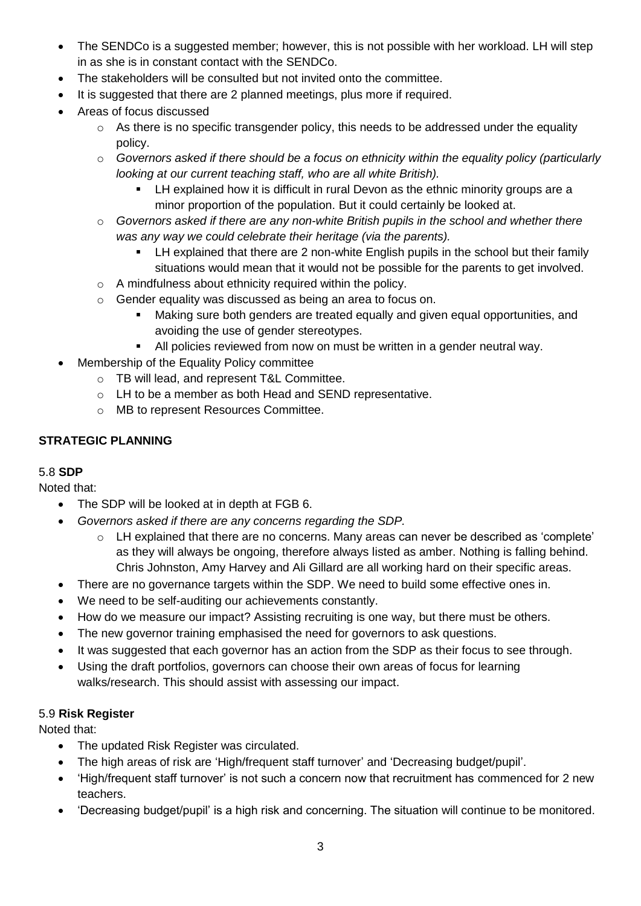- The SENDCo is a suggested member; however, this is not possible with her workload. LH will step in as she is in constant contact with the SENDCo.
- The stakeholders will be consulted but not invited onto the committee.
- It is suggested that there are 2 planned meetings, plus more if required.
- Areas of focus discussed
  - As there is no specific transgender policy, this needs to be addressed under the equality policy.
  - *Governors asked if there should be a focus on ethnicity within the equality policy (particularly looking at our current teaching staff, who are all white British).*
    - LH explained how it is difficult in rural Devon as the ethnic minority groups are a minor proportion of the population. But it could certainly be looked at.
  - *Governors asked if there are any non-white British pupils in the school and whether there was any way we could celebrate their heritage (via the parents).*
    - LH explained that there are 2 non-white English pupils in the school but their family situations would mean that it would not be possible for the parents to get involved.
  - A mindfulness about ethnicity required within the policy.
  - Gender equality was discussed as being an area to focus on.
    - Making sure both genders are treated equally and given equal opportunities, and avoiding the use of gender stereotypes.
    - All policies reviewed from now on must be written in a gender neutral way.
- Membership of the Equality Policy committee
  - TB will lead, and represent T&L Committee.
  - LH to be a member as both Head and SEND representative.
  - MB to represent Resources Committee.

**STRATEGIC PLANNING**

5.8 **SDP**

Noted that:

- The SDP will be looked at in depth at FGB 6.
- *Governors asked if there are any concerns regarding the SDP.*
  - LH explained that there are no concerns. Many areas can never be described as 'complete' as they will always be ongoing, therefore always listed as amber. Nothing is falling behind. Chris Johnston, Amy Harvey and Ali Gillard are all working hard on their specific areas.
- There are no governance targets within the SDP. We need to build some effective ones in.
- We need to be self-auditing our achievements constantly.
- How do we measure our impact? Assisting recruiting is one way, but there must be others.
- The new governor training emphasised the need for governors to ask questions.
- It was suggested that each governor has an action from the SDP as their focus to see through.
- Using the draft portfolios, governors can choose their own areas of focus for learning walks/research. This should assist with assessing our impact.

5.9 **Risk Register**

Noted that:

- The updated Risk Register was circulated.
- The high areas of risk are 'High/frequent staff turnover' and 'Decreasing budget/pupil'.
- 'High/frequent staff turnover' is not such a concern now that recruitment has commenced for 2 new teachers.
- 'Decreasing budget/pupil' is a high risk and concerning. The situation will continue to be monitored.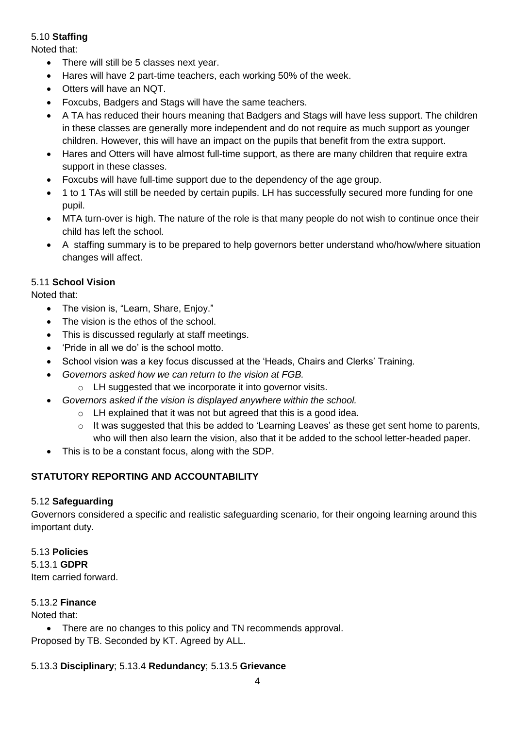5.10 **Staffing**

Noted that:

- There will still be 5 classes next year.
- Hares will have 2 part-time teachers, each working 50% of the week.
- Otters will have an NQT.
- Foxcubs, Badgers and Stags will have the same teachers.
- A TA has reduced their hours meaning that Badgers and Stags will have less support. The children in these classes are generally more independent and do not require as much support as younger children. However, this will have an impact on the pupils that benefit from the extra support.
- Hares and Otters will have almost full-time support, as there are many children that require extra support in these classes.
- Foxcubs will have full-time support due to the dependency of the age group.
- 1 to 1 TAs will still be needed by certain pupils. LH has successfully secured more funding for one pupil.
- MTA turn-over is high. The nature of the role is that many people do not wish to continue once their child has left the school.
- A staffing summary is to be prepared to help governors better understand who/how/where situation changes will affect.

5.11 **School Vision**

Noted that:

- The vision is, "Learn, Share, Enjoy."
- The vision is the ethos of the school.
- This is discussed regularly at staff meetings.
- 'Pride in all we do' is the school motto.
- School vision was a key focus discussed at the 'Heads, Chairs and Clerks' Training.
- *Governors asked how we can return to the vision at FGB.*
    - LH suggested that we incorporate it into governor visits.
- *Governors asked if the vision is displayed anywhere within the school.*
    - LH explained that it was not but agreed that this is a good idea.
    - It was suggested that this be added to 'Learning Leaves' as these get sent home to parents, who will then also learn the vision, also that it be added to the school letter-headed paper.
- This is to be a constant focus, along with the SDP.

**STATUTORY REPORTING AND ACCOUNTABILITY**

5.12 **Safeguarding**

Governors considered a specific and realistic safeguarding scenario, for their ongoing learning around this important duty.

5.13 **Policies**

5.13.1 **GDPR**

Item carried forward.

5.13.2 **Finance**

Noted that:

- There are no changes to this policy and TN recommends approval.

Proposed by TB. Seconded by KT. Agreed by ALL.

5.13.3 **Disciplinary**; 5.13.4 **Redundancy**; 5.13.5 **Grievance**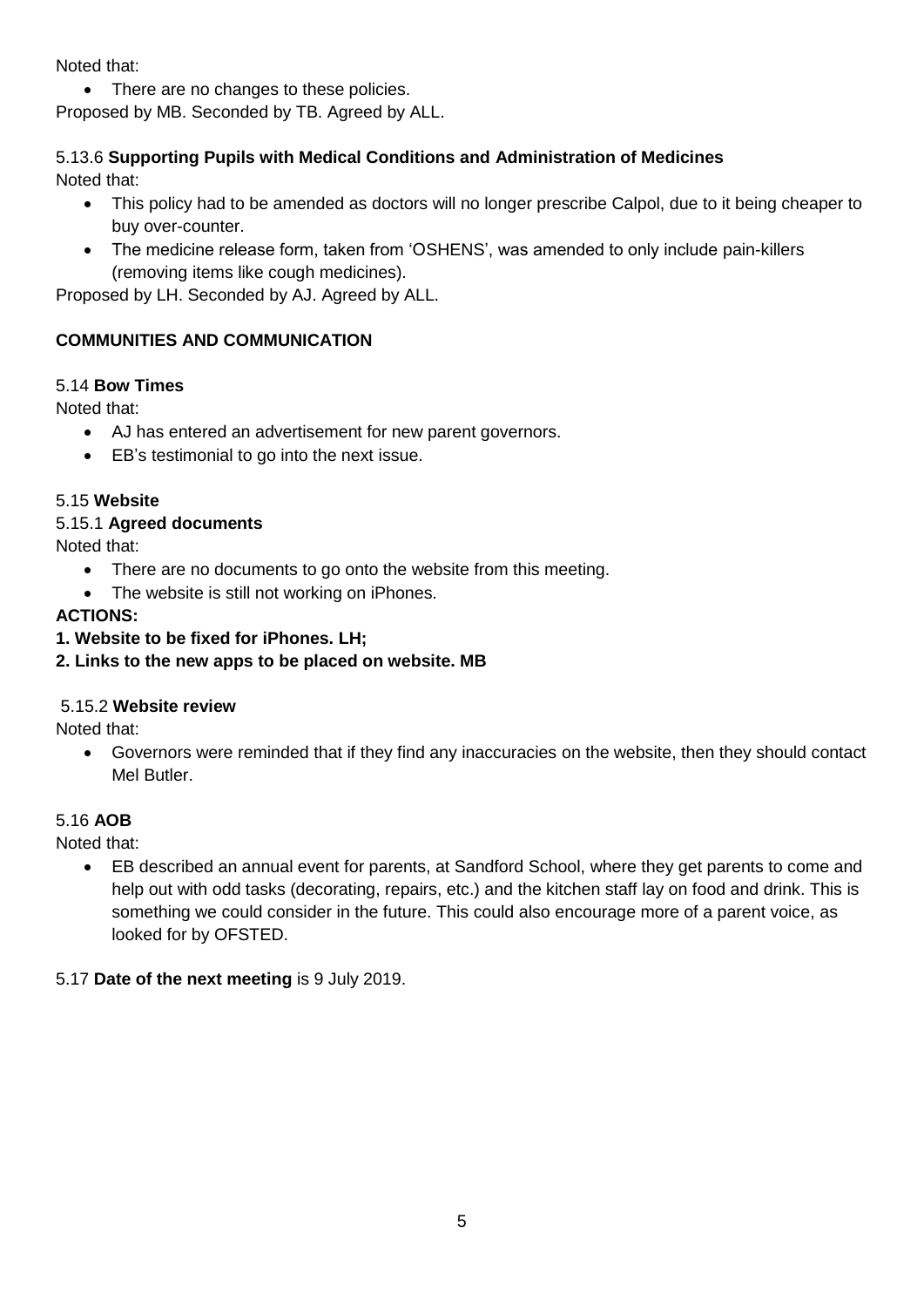Noted that:

- There are no changes to these policies.

Proposed by MB. Seconded by TB. Agreed by ALL.

5.13.6 **Supporting Pupils with Medical Conditions and Administration of Medicines**

Noted that:

- This policy had to be amended as doctors will no longer prescribe Calpol, due to it being cheaper to buy over-counter.
- The medicine release form, taken from 'OSHENS', was amended to only include pain-killers (removing items like cough medicines).

Proposed by LH. Seconded by AJ. Agreed by ALL.

**COMMUNITIES AND COMMUNICATION**

5.14 **Bow Times**

Noted that:

- AJ has entered an advertisement for new parent governors.
- EB's testimonial to go into the next issue.

5.15 **Website**

5.15.1 **Agreed documents**

Noted that:

- There are no documents to go onto the website from this meeting.
- The website is still not working on iPhones.

**ACTIONS:**

**1. Website to be fixed for iPhones. LH;**

**2. Links to the new apps to be placed on website. MB**

5.15.2 **Website review**

Noted that:

- Governors were reminded that if they find any inaccuracies on the website, then they should contact Mel Butler.

5.16 **AOB**

Noted that:

- EB described an annual event for parents, at Sandford School, where they get parents to come and help out with odd tasks (decorating, repairs, etc.) and the kitchen staff lay on food and drink. This is something we could consider in the future. This could also encourage more of a parent voice, as looked for by OFSTED.

5.17 **Date of the next meeting** is 9 July 2019.